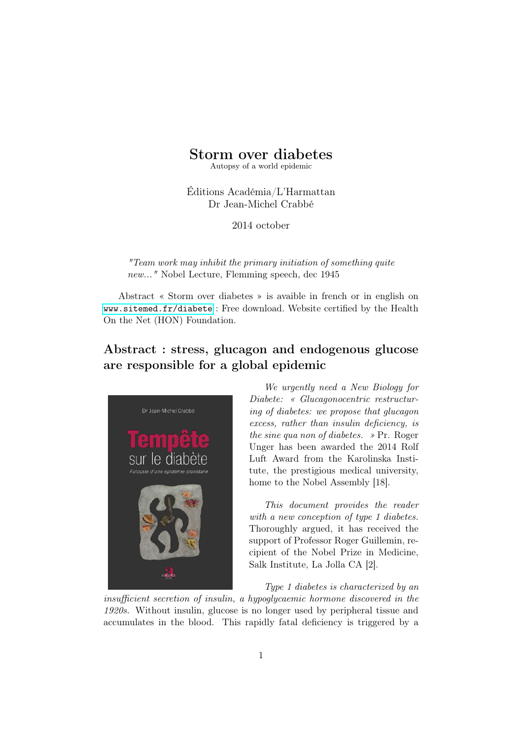# Storm over diabetes

Autopsy of a world epidemic

Éditions Académia/L'Harmattan
Dr Jean-Michel Crabbé

2014 october

*"Team work may inhibit the primary initiation of something quite new..."* Nobel Lecture, Flemming speech, dec 1945

Abstract « Storm over diabetes » is avaible in french or in english on www.sitemed.fr/diabete : Free download. Website certified by the Health On the Net (HON) Foundation.

## Abstract : stress, glucagon and endogenous glucose are responsible for a global epidemic

*We urgently need a New Biology for Diabete: « Glucagonocentric restructuring of diabetes: we propose that glucagon excess, rather than insulin deficiency, is the sine qua non of diabetes. »* Pr. Roger Unger has been awarded the 2014 Rolf Luft Award from the Karolinska Institute, the prestigious medical university, home to the Nobel Assembly [18].

*This document provides the reader with a new conception of type 1 diabetes.* Thoroughly argued, it has received the support of Professor Roger Guillemin, recipient of the Nobel Prize in Medicine, Salk Institute, La Jolla CA [2].

*Type 1 diabetes is characterized by an insufficient secretion of insulin, a hypoglycaemic hormone discovered in the 1920s.* Without insulin, glucose is no longer used by peripheral tissue and accumulates in the blood. This rapidly fatal deficiency is triggered by a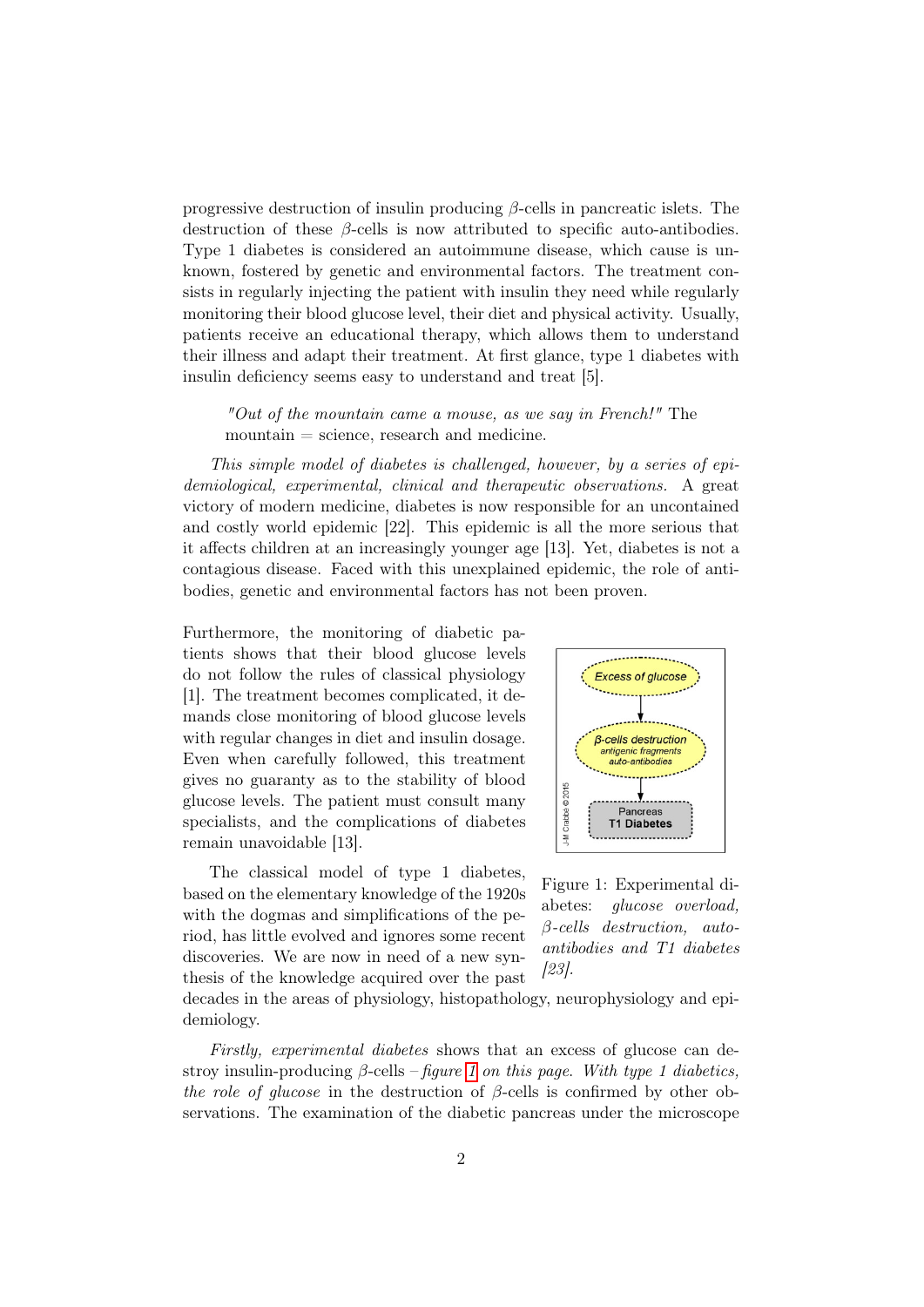progressive destruction of insulin producing $\beta$-cells in pancreatic islets. The destruction of these $\beta$-cells is now attributed to specific auto-antibodies. Type 1 diabetes is considered an autoimmune disease, which cause is unknown, fostered by genetic and environmental factors. The treatment consists in regularly injecting the patient with insulin they need while regularly monitoring their blood glucose level, their diet and physical activity. Usually, patients receive an educational therapy, which allows them to understand their illness and adapt their treatment. At first glance, type 1 diabetes with insulin deficiency seems easy to understand and treat [5].

> *"Out of the mountain came a mouse, as we say in French!"* The mountain = science, research and medicine.

*This simple model of diabetes is challenged, however, by a series of epidemiological, experimental, clinical and therapeutic observations.* A great victory of modern medicine, diabetes is now responsible for an uncontained and costly world epidemic [22]. This epidemic is all the more serious that it affects children at an increasingly younger age [13]. Yet, diabetes is not a contagious disease. Faced with this unexplained epidemic, the role of antibodies, genetic and environmental factors has not been proven.

Furthermore, the monitoring of diabetic patients shows that their blood glucose levels do not follow the rules of classical physiology [1]. The treatment becomes complicated, it demands close monitoring of blood glucose levels with regular changes in diet and insulin dosage. Even when carefully followed, this treatment gives no guaranty as to the stability of blood glucose levels. The patient must consult many specialists, and the complications of diabetes remain unavoidable [13].

Excess of glucose → β-cells destruction (antigenic fragments, auto-antibodies) → Pancreas T1 Diabetes

J-M Crabbé © 2015

Figure 1: Experimental diabetes: *glucose overload, $\beta$-cells destruction, auto-antibodies and T1 diabetes [23].*

The classical model of type 1 diabetes, based on the elementary knowledge of the 1920s with the dogmas and simplifications of the period, has little evolved and ignores some recent discoveries. We are now in need of a new synthesis of the knowledge acquired over the past decades in the areas of physiology, histopathology, neurophysiology and epidemiology.

*Firstly, experimental diabetes* shows that an excess of glucose can destroy insulin-producing $\beta$-cells – *figure 1 on this page. With type 1 diabetics, the role of glucose* in the destruction of $\beta$-cells is confirmed by other observations. The examination of the diabetic pancreas under the microscope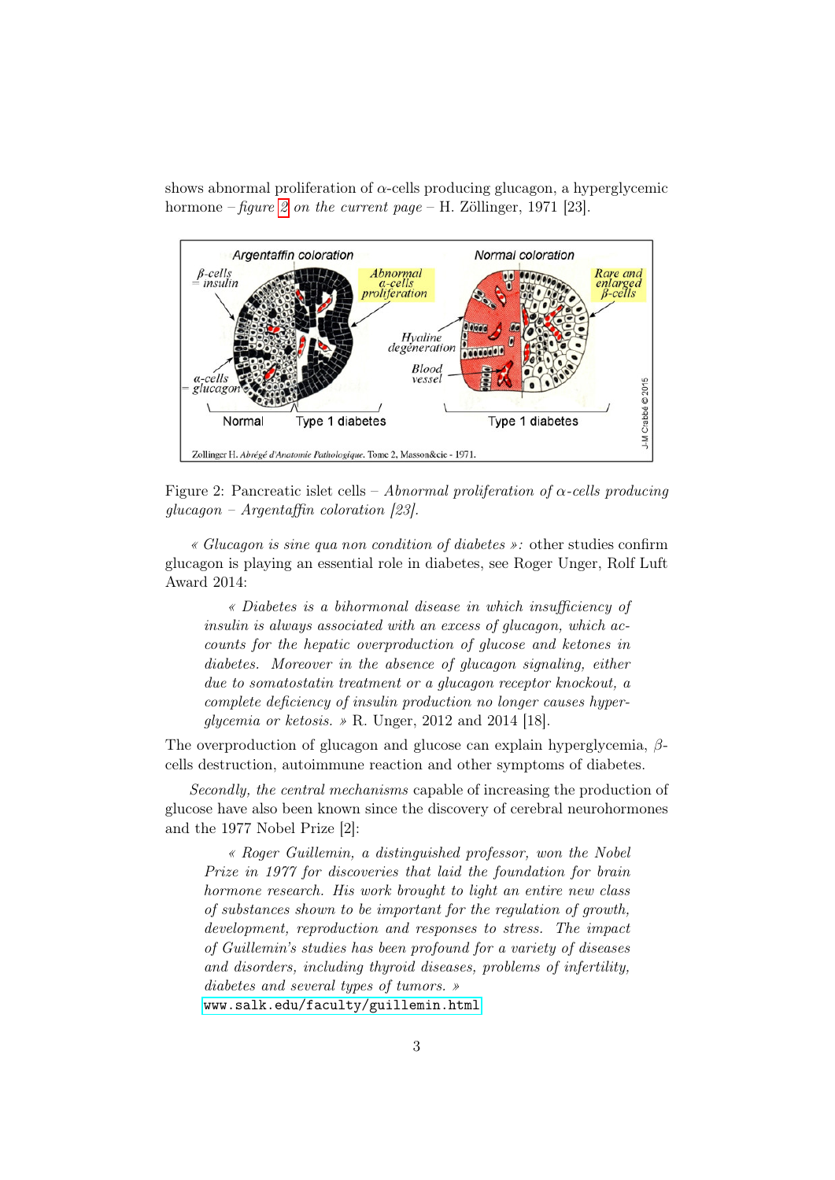shows abnormal proliferation of $\alpha$-cells producing glucagon, a hyperglycemic hormone – *figure 2 on the current page* – H. Zöllinger, 1971 [23].

Figure 2: Pancreatic islet cells – *Abnormal proliferation of $\alpha$-cells producing glucagon – Argentaffin coloration [23].*

*« Glucagon is sine qua non condition of diabetes »:* other studies confirm glucagon is playing an essential role in diabetes, see Roger Unger, Rolf Luft Award 2014:

> *« Diabetes is a bihormonal disease in which insufficiency of insulin is always associated with an excess of glucagon, which accounts for the hepatic overproduction of glucose and ketones in diabetes. Moreover in the absence of glucagon signaling, either due to somatostatin treatment or a glucagon receptor knockout, a complete deficiency of insulin production no longer causes hyperglycemia or ketosis. »* R. Unger, 2012 and 2014 [18].

The overproduction of glucagon and glucose can explain hyperglycemia, $\beta$-cells destruction, autoimmune reaction and other symptoms of diabetes.

*Secondly, the central mechanisms* capable of increasing the production of glucose have also been known since the discovery of cerebral neurohormones and the 1977 Nobel Prize [2]:

> *« Roger Guillemin, a distinguished professor, won the Nobel Prize in 1977 for discoveries that laid the foundation for brain hormone research. His work brought to light an entire new class of substances shown to be important for the regulation of growth, development, reproduction and responses to stress. The impact of Guillemin's studies has been profound for a variety of diseases and disorders, including thyroid diseases, problems of infertility, diabetes and several types of tumors. »*
> `www.salk.edu/faculty/guillemin.html`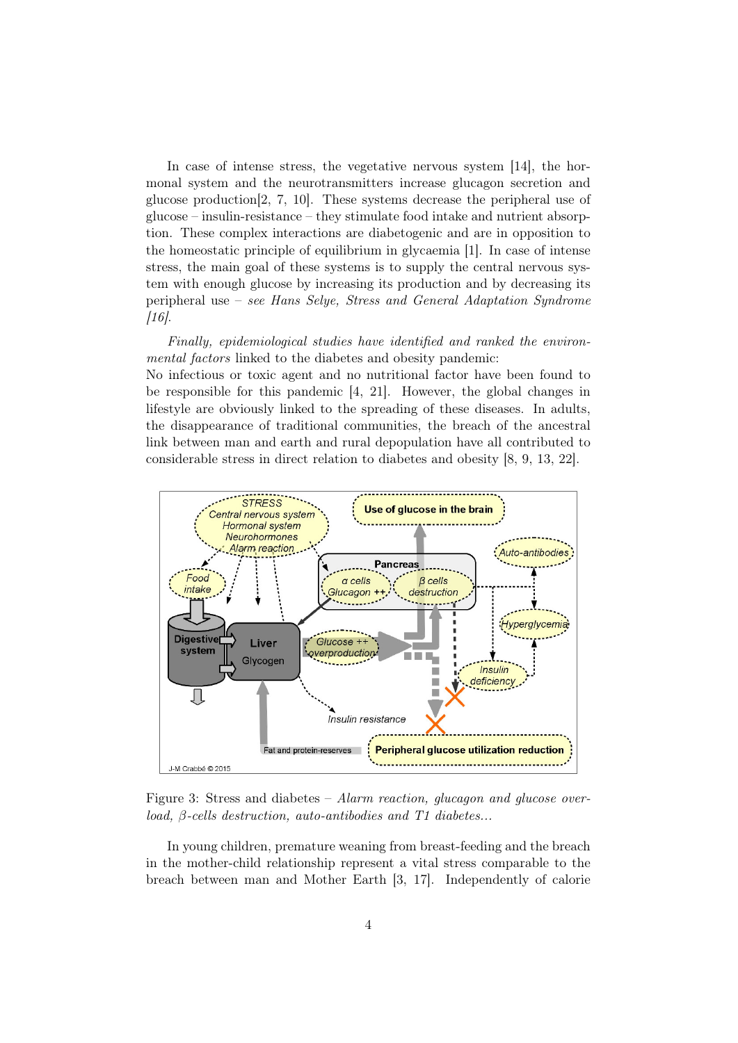In case of intense stress, the vegetative nervous system [14], the hormonal system and the neurotransmitters increase glucagon secretion and glucose production[2, 7, 10]. These systems decrease the peripheral use of glucose – insulin-resistance – they stimulate food intake and nutrient absorption. These complex interactions are diabetogenic and are in opposition to the homeostatic principle of equilibrium in glycaemia [1]. In case of intense stress, the main goal of these systems is to supply the central nervous system with enough glucose by increasing its production and by decreasing its peripheral use – *see Hans Selye, Stress and General Adaptation Syndrome [16].*

*Finally, epidemiological studies have identified and ranked the environmental factors* linked to the diabetes and obesity pandemic:
No infectious or toxic agent and no nutritional factor have been found to be responsible for this pandemic [4, 21]. However, the global changes in lifestyle are obviously linked to the spreading of these diseases. In adults, the disappearance of traditional communities, the breach of the ancestral link between man and earth and rural depopulation have all contributed to considerable stress in direct relation to diabetes and obesity [8, 9, 13, 22].

Figure 3: Stress and diabetes – *Alarm reaction, glucagon and glucose overload, β-cells destruction, auto-antibodies and T1 diabetes...*

In young children, premature weaning from breast-feeding and the breach in the mother-child relationship represent a vital stress comparable to the breach between man and Mother Earth [3, 17]. Independently of calorie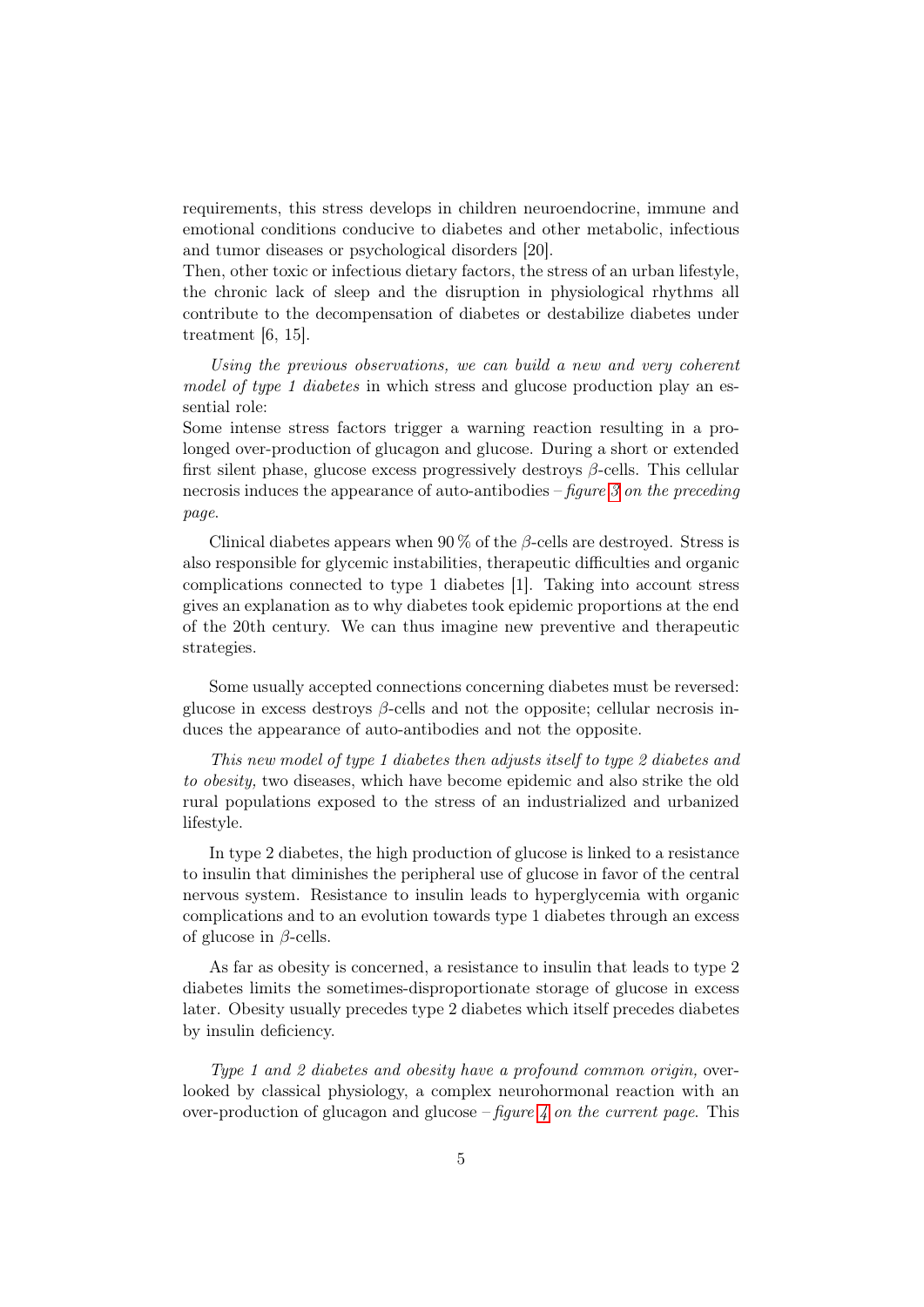requirements, this stress develops in children neuroendocrine, immune and emotional conditions conducive to diabetes and other metabolic, infectious and tumor diseases or psychological disorders [20].
Then, other toxic or infectious dietary factors, the stress of an urban lifestyle, the chronic lack of sleep and the disruption in physiological rhythms all contribute to the decompensation of diabetes or destabilize diabetes under treatment [6, 15].

*Using the previous observations, we can build a new and very coherent model of type 1 diabetes* in which stress and glucose production play an essential role:
Some intense stress factors trigger a warning reaction resulting in a prolonged over-production of glucagon and glucose. During a short or extended first silent phase, glucose excess progressively destroys $\beta$-cells. This cellular necrosis induces the appearance of auto-antibodies – *figure 3 on the preceding page*.

Clinical diabetes appears when 90 % of the $\beta$-cells are destroyed. Stress is also responsible for glycemic instabilities, therapeutic difficulties and organic complications connected to type 1 diabetes [1]. Taking into account stress gives an explanation as to why diabetes took epidemic proportions at the end of the 20th century. We can thus imagine new preventive and therapeutic strategies.

Some usually accepted connections concerning diabetes must be reversed: glucose in excess destroys $\beta$-cells and not the opposite; cellular necrosis induces the appearance of auto-antibodies and not the opposite.

*This new model of type 1 diabetes then adjusts itself to type 2 diabetes and to obesity,* two diseases, which have become epidemic and also strike the old rural populations exposed to the stress of an industrialized and urbanized lifestyle.

In type 2 diabetes, the high production of glucose is linked to a resistance to insulin that diminishes the peripheral use of glucose in favor of the central nervous system. Resistance to insulin leads to hyperglycemia with organic complications and to an evolution towards type 1 diabetes through an excess of glucose in $\beta$-cells.

As far as obesity is concerned, a resistance to insulin that leads to type 2 diabetes limits the sometimes-disproportionate storage of glucose in excess later. Obesity usually precedes type 2 diabetes which itself precedes diabetes by insulin deficiency.

*Type 1 and 2 diabetes and obesity have a profound common origin,* overlooked by classical physiology, a complex neurohormonal reaction with an over-production of glucagon and glucose – *figure 4 on the current page*. This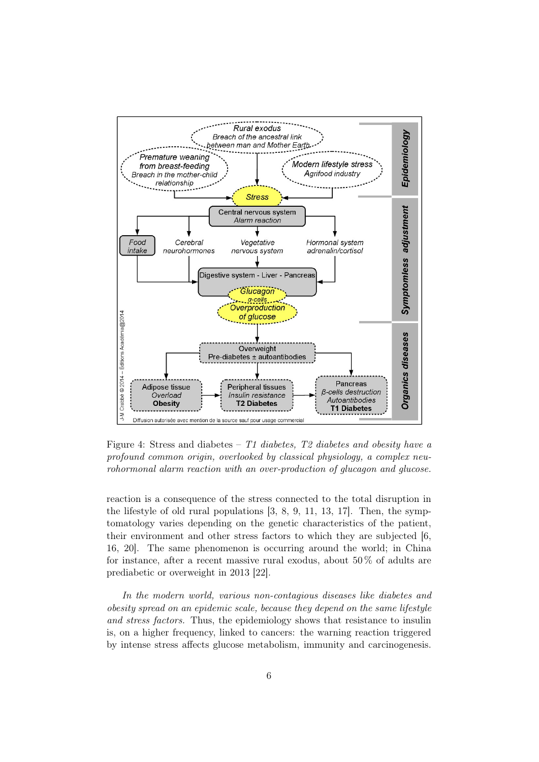Figure 4: Stress and diabetes – *T1 diabetes, T2 diabetes and obesity have a profound common origin, overlooked by classical physiology, a complex neurohormonal alarm reaction with an over-production of glucagon and glucose.*

reaction is a consequence of the stress connected to the total disruption in the lifestyle of old rural populations [3, 8, 9, 11, 13, 17]. Then, the symptomatology varies depending on the genetic characteristics of the patient, their environment and other stress factors to which they are subjected [6, 16, 20]. The same phenomenon is occurring around the world; in China for instance, after a recent massive rural exodus, about 50 % of adults are prediabetic or overweight in 2013 [22].

*In the modern world, various non-contagious diseases like diabetes and obesity spread on an epidemic scale, because they depend on the same lifestyle and stress factors.* Thus, the epidemiology shows that resistance to insulin is, on a higher frequency, linked to cancers: the warning reaction triggered by intense stress affects glucose metabolism, immunity and carcinogenesis.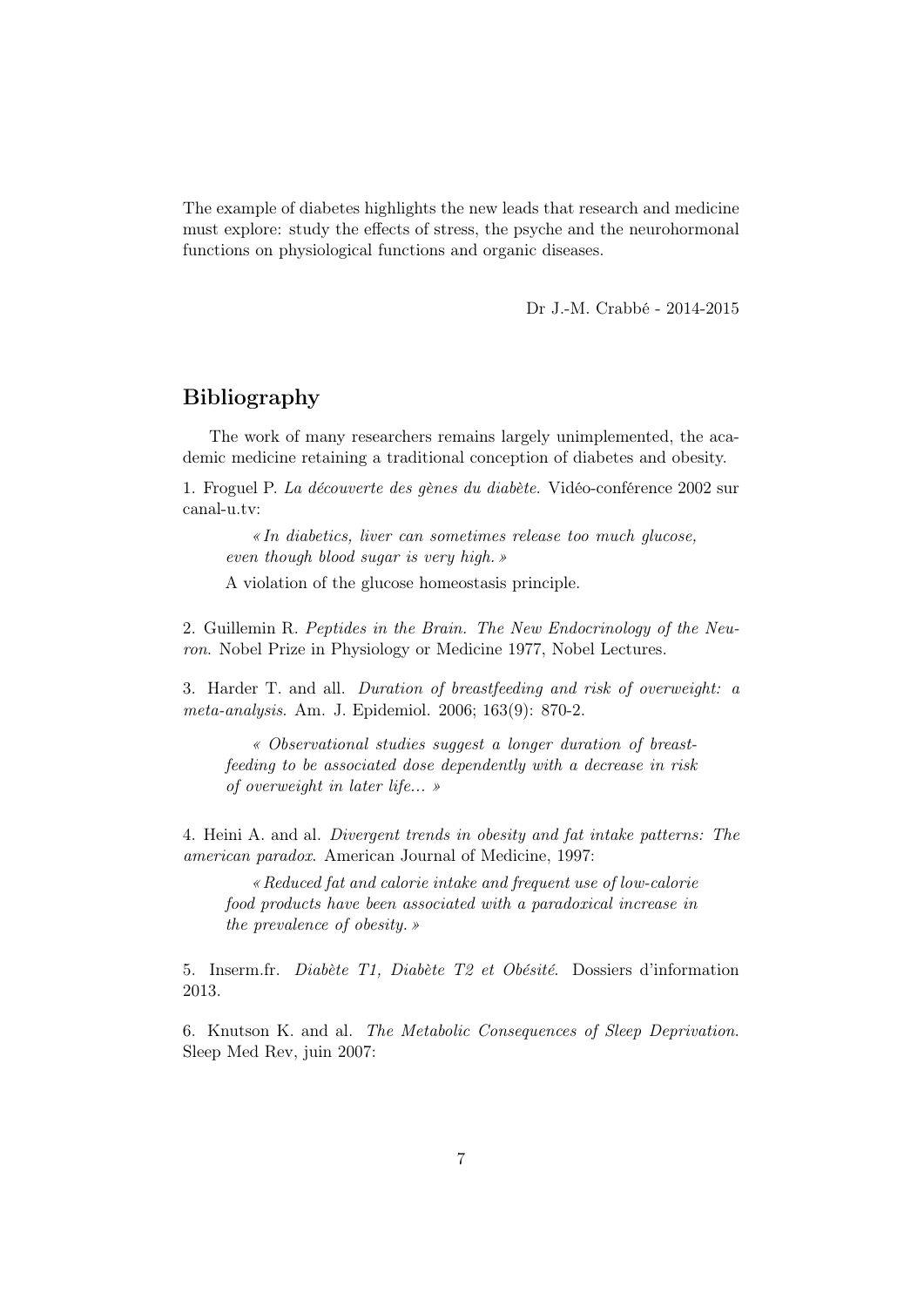The example of diabetes highlights the new leads that research and medicine must explore: study the effects of stress, the psyche and the neurohormonal functions on physiological functions and organic diseases.

Dr J.-M. Crabbé - 2014-2015

## Bibliography

The work of many researchers remains largely unimplemented, the academic medicine retaining a traditional conception of diabetes and obesity.

1. Froguel P. *La découverte des gènes du diabète.* Vidéo-conférence 2002 sur canal-u.tv:

> *« In diabetics, liver can sometimes release too much glucose, even though blood sugar is very high. »*
>
> A violation of the glucose homeostasis principle.

2. Guillemin R. *Peptides in the Brain. The New Endocrinology of the Neuron.* Nobel Prize in Physiology or Medicine 1977, Nobel Lectures.

3. Harder T. and all. *Duration of breastfeeding and risk of overweight: a meta-analysis.* Am. J. Epidemiol. 2006; 163(9): 870-2.

> *« Observational studies suggest a longer duration of breastfeeding to be associated dose dependently with a decrease in risk of overweight in later life... »*

4. Heini A. and al. *Divergent trends in obesity and fat intake patterns: The american paradox.* American Journal of Medicine, 1997:

> *« Reduced fat and calorie intake and frequent use of low-calorie food products have been associated with a paradoxical increase in the prevalence of obesity. »*

5. Inserm.fr. *Diabète T1, Diabète T2 et Obésité.* Dossiers d'information 2013.

6. Knutson K. and al. *The Metabolic Consequences of Sleep Deprivation.* Sleep Med Rev, juin 2007: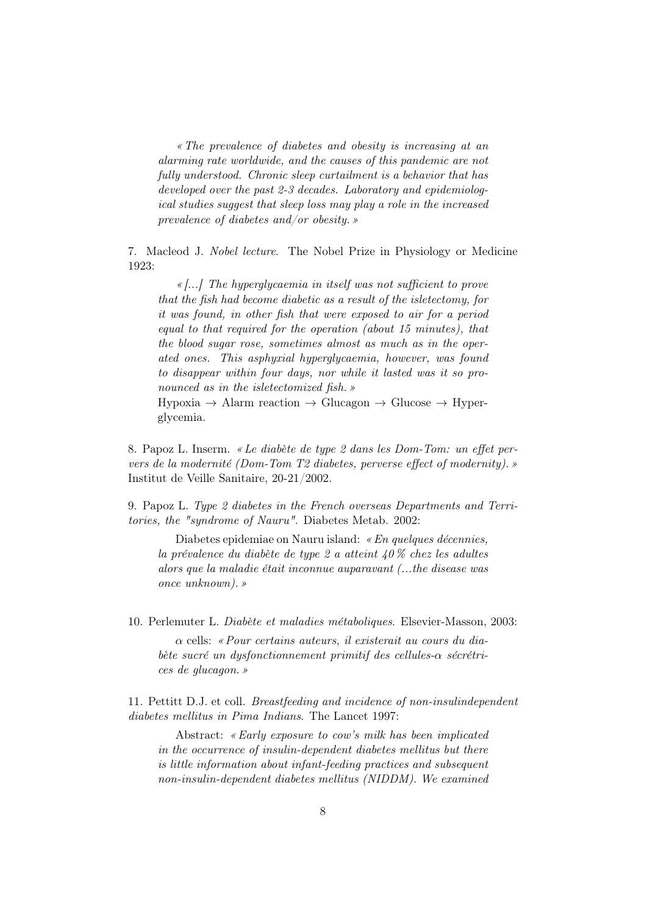*« The prevalence of diabetes and obesity is increasing at an alarming rate worldwide, and the causes of this pandemic are not fully understood. Chronic sleep curtailment is a behavior that has developed over the past 2-3 decades. Laboratory and epidemiological studies suggest that sleep loss may play a role in the increased prevalence of diabetes and/or obesity. »*

7. Macleod J. *Nobel lecture*. The Nobel Prize in Physiology or Medicine 1923:

*« [...] The hyperglycaemia in itself was not sufficient to prove that the fish had become diabetic as a result of the isletectomy, for it was found, in other fish that were exposed to air for a period equal to that required for the operation (about 15 minutes), that the blood sugar rose, sometimes almost as much as in the operated ones. This asphyxial hyperglycaemia, however, was found to disappear within four days, nor while it lasted was it so pronounced as in the isletectomized fish. »*

Hypoxia $\rightarrow$ Alarm reaction $\rightarrow$ Glucagon $\rightarrow$ Glucose $\rightarrow$ Hyperglycemia.

8. Papoz L. Inserm. *« Le diabète de type 2 dans les Dom-Tom: un effet pervers de la modernité (Dom-Tom T2 diabetes, perverse effect of modernity). »* Institut de Veille Sanitaire, 20-21/2002.

9. Papoz L. *Type 2 diabetes in the French overseas Departments and Territories, the "syndrome of Nauru"*. Diabetes Metab. 2002:

Diabetes epidemiae on Nauru island: *« En quelques décennies, la prévalence du diabète de type 2 a atteint 40 % chez les adultes alors que la maladie était inconnue auparavant (...the disease was once unknown). »*

10. Perlemuter L. *Diabète et maladies métaboliques*. Elsevier-Masson, 2003:

$\alpha$ cells: *« Pour certains auteurs, il existerait au cours du diabète sucré un dysfonctionnement primitif des cellules-$\alpha$ sécrétrices de glucagon. »*

11. Pettitt D.J. et coll. *Breastfeeding and incidence of non-insulindependent diabetes mellitus in Pima Indians*. The Lancet 1997:

Abstract: *« Early exposure to cow's milk has been implicated in the occurrence of insulin-dependent diabetes mellitus but there is little information about infant-feeding practices and subsequent non-insulin-dependent diabetes mellitus (NIDDM). We examined*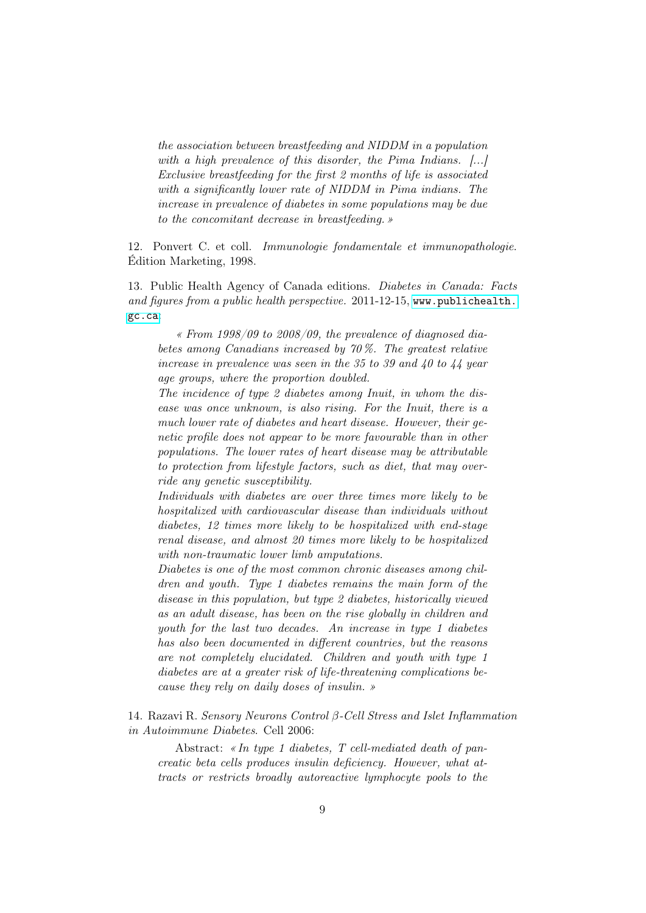*the association between breastfeeding and NIDDM in a population with a high prevalence of this disorder, the Pima Indians. [...] Exclusive breastfeeding for the first 2 months of life is associated with a significantly lower rate of NIDDM in Pima indians. The increase in prevalence of diabetes in some populations may be due to the concomitant decrease in breastfeeding.* »

12. Ponvert C. et coll. *Immunologie fondamentale et immunopathologie*. Édition Marketing, 1998.

13. Public Health Agency of Canada editions. *Diabetes in Canada: Facts and figures from a public health perspective.* 2011-12-15, www.publichealth.gc.ca:

> « *From 1998/09 to 2008/09, the prevalence of diagnosed diabetes among Canadians increased by 70 %. The greatest relative increase in prevalence was seen in the 35 to 39 and 40 to 44 year age groups, where the proportion doubled.*
> *The incidence of type 2 diabetes among Inuit, in whom the disease was once unknown, is also rising. For the Inuit, there is a much lower rate of diabetes and heart disease. However, their genetic profile does not appear to be more favourable than in other populations. The lower rates of heart disease may be attributable to protection from lifestyle factors, such as diet, that may override any genetic susceptibility.*
> *Individuals with diabetes are over three times more likely to be hospitalized with cardiovascular disease than individuals without diabetes, 12 times more likely to be hospitalized with end-stage renal disease, and almost 20 times more likely to be hospitalized with non-traumatic lower limb amputations.*
> *Diabetes is one of the most common chronic diseases among children and youth. Type 1 diabetes remains the main form of the disease in this population, but type 2 diabetes, historically viewed as an adult disease, has been on the rise globally in children and youth for the last two decades. An increase in type 1 diabetes has also been documented in different countries, but the reasons are not completely elucidated. Children and youth with type 1 diabetes are at a greater risk of life-threatening complications because they rely on daily doses of insulin.* »

14. Razavi R. *Sensory Neurons Control $\beta$-Cell Stress and Islet Inflammation in Autoimmune Diabetes*. Cell 2006:

> Abstract: « *In type 1 diabetes, T cell-mediated death of pancreatic beta cells produces insulin deficiency. However, what attracts or restricts broadly autoreactive lymphocyte pools to the*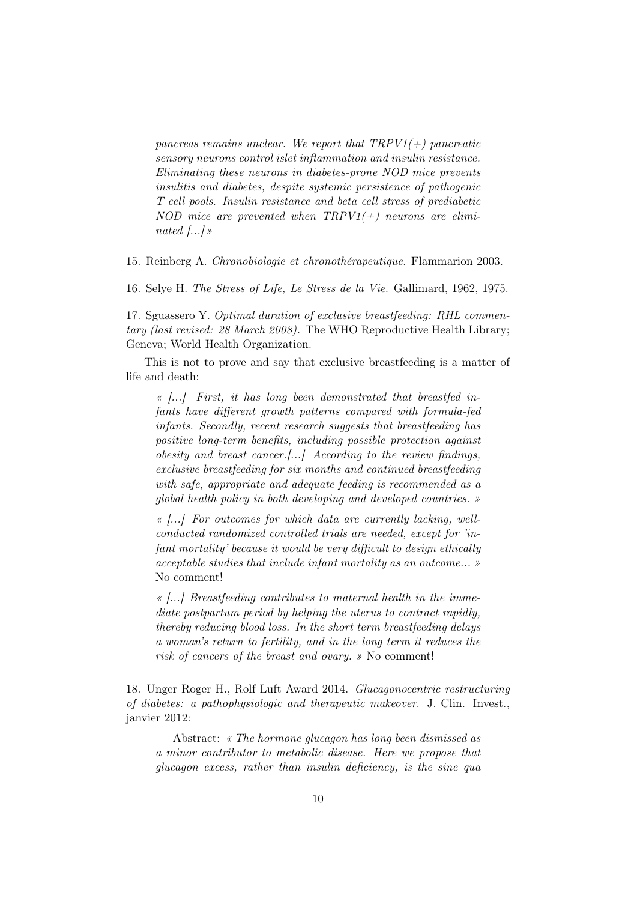> *pancreas remains unclear. We report that TRPV1(+) pancreatic sensory neurons control islet inflammation and insulin resistance. Eliminating these neurons in diabetes-prone NOD mice prevents insulitis and diabetes, despite systemic persistence of pathogenic T cell pools. Insulin resistance and beta cell stress of prediabetic NOD mice are prevented when TRPV1(+) neurons are eliminated [...]* »

15. Reinberg A. *Chronobiologie et chronothérapeutique*. Flammarion 2003.

16. Selye H. *The Stress of Life, Le Stress de la Vie*. Gallimard, 1962, 1975.

17. Sguassero Y. *Optimal duration of exclusive breastfeeding: RHL commentary (last revised: 28 March 2008).* The WHO Reproductive Health Library; Geneva; World Health Organization.

This is not to prove and say that exclusive breastfeeding is a matter of life and death:

> « *[...] First, it has long been demonstrated that breastfed infants have different growth patterns compared with formula-fed infants. Secondly, recent research suggests that breastfeeding has positive long-term benefits, including possible protection against obesity and breast cancer.[...] According to the review findings, exclusive breastfeeding for six months and continued breastfeeding with safe, appropriate and adequate feeding is recommended as a global health policy in both developing and developed countries.* »
>
> « *[...] For outcomes for which data are currently lacking, well-conducted randomized controlled trials are needed, except for 'infant mortality' because it would be very difficult to design ethically acceptable studies that include infant mortality as an outcome...* » No comment!
>
> « *[...] Breastfeeding contributes to maternal health in the immediate postpartum period by helping the uterus to contract rapidly, thereby reducing blood loss. In the short term breastfeeding delays a woman's return to fertility, and in the long term it reduces the risk of cancers of the breast and ovary.* » No comment!

18. Unger Roger H., Rolf Luft Award 2014. *Glucagonocentric restructuring of diabetes: a pathophysiologic and therapeutic makeover.* J. Clin. Invest., janvier 2012:

> Abstract: « *The hormone glucagon has long been dismissed as a minor contributor to metabolic disease. Here we propose that glucagon excess, rather than insulin deficiency, is the sine qua*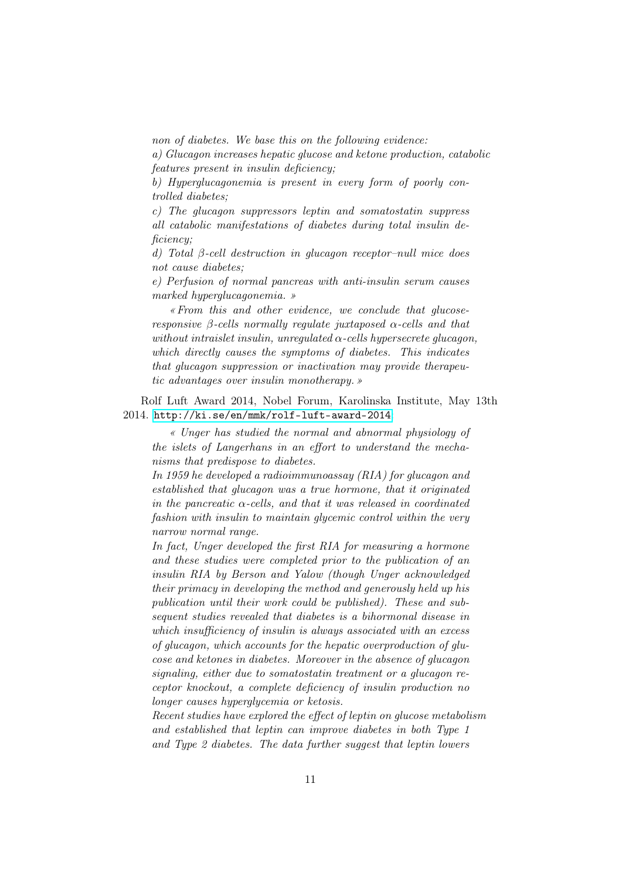*non of diabetes. We base this on the following evidence:*

*a) Glucagon increases hepatic glucose and ketone production, catabolic features present in insulin deficiency;*

*b) Hyperglucagonemia is present in every form of poorly controlled diabetes;*

*c) The glucagon suppressors leptin and somatostatin suppress all catabolic manifestations of diabetes during total insulin deficiency;*

*d) Total β-cell destruction in glucagon receptor–null mice does not cause diabetes;*

*e) Perfusion of normal pancreas with anti-insulin serum causes marked hyperglucagonemia. »*

*« From this and other evidence, we conclude that glucose-responsive β-cells normally regulate juxtaposed α-cells and that without intraislet insulin, unregulated α-cells hypersecrete glucagon, which directly causes the symptoms of diabetes. This indicates that glucagon suppression or inactivation may provide therapeutic advantages over insulin monotherapy. »*

Rolf Luft Award 2014, Nobel Forum, Karolinska Institute, May 13th 2014. http://ki.se/en/mmk/rolf-luft-award-2014

*« Unger has studied the normal and abnormal physiology of the islets of Langerhans in an effort to understand the mechanisms that predispose to diabetes.*

*In 1959 he developed a radioimmunoassay (RIA) for glucagon and established that glucagon was a true hormone, that it originated in the pancreatic α-cells, and that it was released in coordinated fashion with insulin to maintain glycemic control within the very narrow normal range.*

*In fact, Unger developed the first RIA for measuring a hormone and these studies were completed prior to the publication of an insulin RIA by Berson and Yalow (though Unger acknowledged their primacy in developing the method and generously held up his publication until their work could be published). These and subsequent studies revealed that diabetes is a bihormonal disease in which insufficiency of insulin is always associated with an excess of glucagon, which accounts for the hepatic overproduction of glucose and ketones in diabetes. Moreover in the absence of glucagon signaling, either due to somatostatin treatment or a glucagon receptor knockout, a complete deficiency of insulin production no longer causes hyperglycemia or ketosis.*

*Recent studies have explored the effect of leptin on glucose metabolism and established that leptin can improve diabetes in both Type 1 and Type 2 diabetes. The data further suggest that leptin lowers*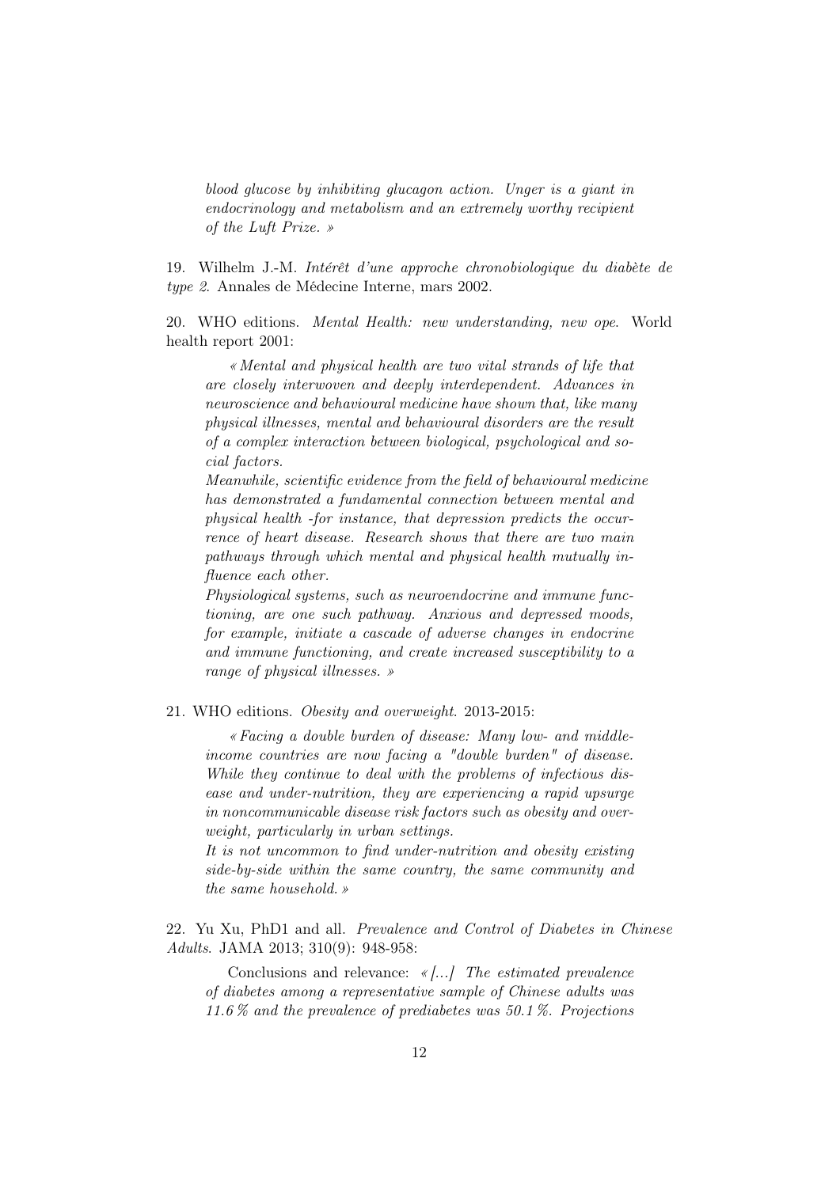*blood glucose by inhibiting glucagon action. Unger is a giant in endocrinology and metabolism and an extremely worthy recipient of the Luft Prize. »*

19. Wilhelm J.-M. *Intérêt d'une approche chronobiologique du diabète de type 2*. Annales de Médecine Interne, mars 2002.

20. WHO editions. *Mental Health: new understanding, new ope*. World health report 2001:

> *« Mental and physical health are two vital strands of life that are closely interwoven and deeply interdependent. Advances in neuroscience and behavioural medicine have shown that, like many physical illnesses, mental and behavioural disorders are the result of a complex interaction between biological, psychological and social factors.*
> *Meanwhile, scientific evidence from the field of behavioural medicine has demonstrated a fundamental connection between mental and physical health -for instance, that depression predicts the occurrence of heart disease. Research shows that there are two main pathways through which mental and physical health mutually influence each other.*
> *Physiological systems, such as neuroendocrine and immune functioning, are one such pathway. Anxious and depressed moods, for example, initiate a cascade of adverse changes in endocrine and immune functioning, and create increased susceptibility to a range of physical illnesses. »*

21. WHO editions. *Obesity and overweight*. 2013-2015:

> *« Facing a double burden of disease: Many low- and middle-income countries are now facing a "double burden" of disease. While they continue to deal with the problems of infectious disease and under-nutrition, they are experiencing a rapid upsurge in noncommunicable disease risk factors such as obesity and overweight, particularly in urban settings.*
> *It is not uncommon to find under-nutrition and obesity existing side-by-side within the same country, the same community and the same household. »*

22. Yu Xu, PhD1 and all. *Prevalence and Control of Diabetes in Chinese Adults*. JAMA 2013; 310(9): 948-958:

> Conclusions and relevance: *« [...] The estimated prevalence of diabetes among a representative sample of Chinese adults was 11.6 % and the prevalence of prediabetes was 50.1 %. Projections*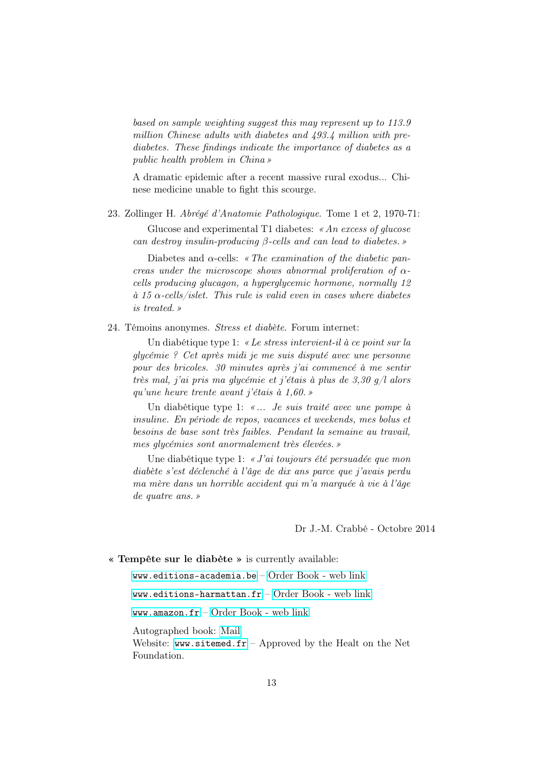*based on sample weighting suggest this may represent up to 113.9 million Chinese adults with diabetes and 493.4 million with pre-diabetes. These findings indicate the importance of diabetes as a public health problem in China »*

A dramatic epidemic after a recent massive rural exodus... Chinese medicine unable to fight this scourge.

23. Zollinger H. *Abrégé d'Anatomie Pathologique*. Tome 1 et 2, 1970-71:

    Glucose and experimental T1 diabetes: *« An excess of glucose can destroy insulin-producing β-cells and can lead to diabetes. »*

    Diabetes and α-cells: *« The examination of the diabetic pancreas under the microscope shows abnormal proliferation of α-cells producing glucagon, a hyperglycemic hormone, normally 12 à 15 α-cells/islet. This rule is valid even in cases where diabetes is treated. »*

24. Témoins anonymes. *Stress et diabète*. Forum internet:

    Un diabétique type 1: *« Le stress intervient-il à ce point sur la glycémie ? Cet après midi je me suis disputé avec une personne pour des bricoles. 30 minutes après j'ai commencé à me sentir très mal, j'ai pris ma glycémie et j'étais à plus de 3,30 g/l alors qu'une heure trente avant j'étais à 1,60. »*

    Un diabétique type 1: *« ... Je suis traité avec une pompe à insuline. En période de repos, vacances et weekends, mes bolus et besoins de base sont très faibles. Pendant la semaine au travail, mes glycémies sont anormalement très élevées. »*

    Une diabétique type 1: *« J'ai toujours été persuadée que mon diabète s'est déclenché à l'âge de dix ans parce que j'avais perdu ma mère dans un horrible accident qui m'a marquée à vie à l'âge de quatre ans. »*

Dr J.-M. Crabbé - Octobre 2014

**« Tempête sur le diabète »** is currently available:

`www.editions-academia.be` – Order Book - web link

`www.editions-harmattan.fr` – Order Book - web link

`www.amazon.fr` – Order Book - web link

Autographed book: Mail
Website: `www.sitemed.fr` – Approved by the Healt on the Net Foundation.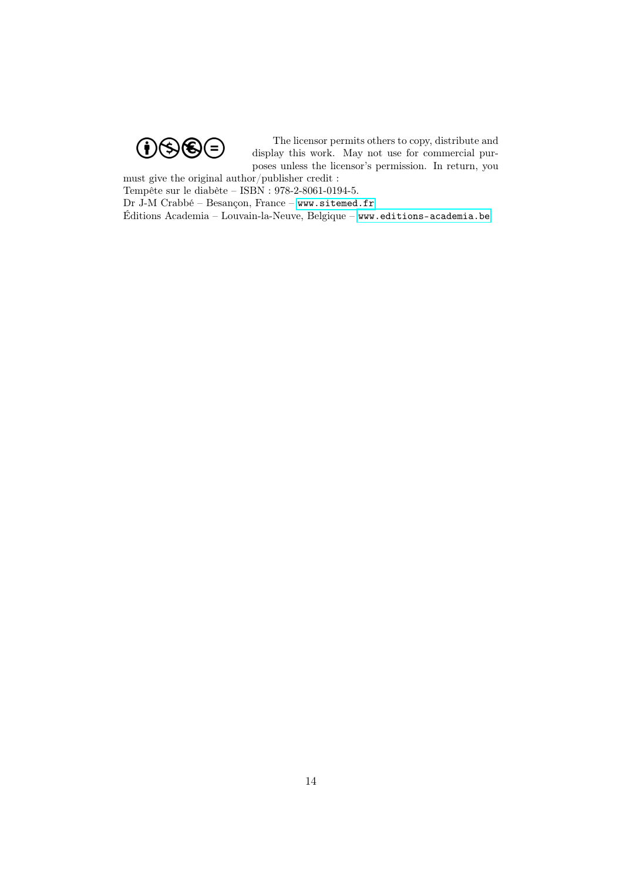The licensor permits others to copy, distribute and display this work. May not use for commercial purposes unless the licensor's permission. In return, you must give the original author/publisher credit :

Tempête sur le diabète – ISBN : 978-2-8061-0194-5.

Dr J-M Crabbé – Besançon, France – www.sitemed.fr

Éditions Academia – Louvain-la-Neuve, Belgique – www.editions-academia.be